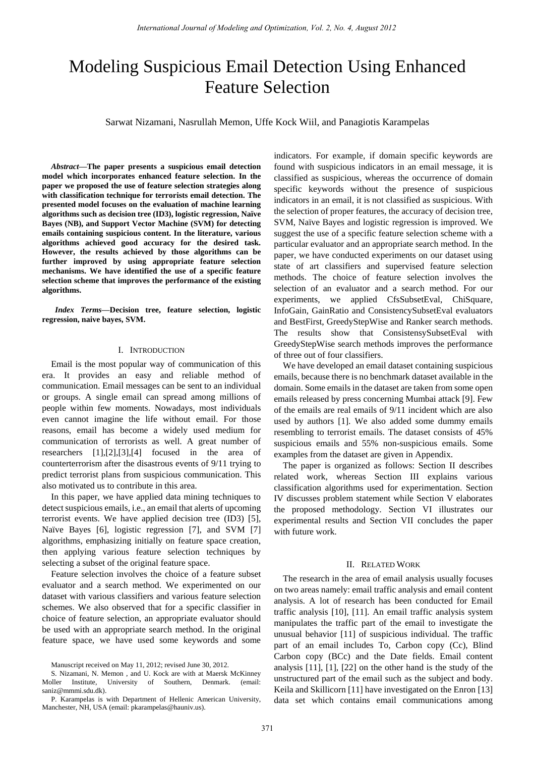# Modeling Suspicious Email Detection Using Enhanced Feature Selection

Sarwat Nizamani, Nasrullah Memon, Uffe Kock Wiil, and Panagiotis Karampelas

***Abstract*—The paper presents a suspicious email detection model which incorporates enhanced feature selection. In the paper we proposed the use of feature selection strategies along with classification technique for terrorists email detection. The presented model focuses on the evaluation of machine learning algorithms such as decision tree (ID3), logistic regression, Naïve Bayes (NB), and Support Vector Machine (SVM) for detecting emails containing suspicious content. In the literature, various algorithms achieved good accuracy for the desired task. However, the results achieved by those algorithms can be further improved by using appropriate feature selection mechanisms. We have identified the use of a specific feature selection scheme that improves the performance of the existing algorithms.**

***Index Terms*—Decision tree, feature selection, logistic regression, naive bayes, SVM.**

## I. Introduction

Email is the most popular way of communication of this era. It provides an easy and reliable method of communication. Email messages can be sent to an individual or groups. A single email can spread among millions of people within few moments. Nowadays, most individuals even cannot imagine the life without email. For those reasons, email has become a widely used medium for communication of terrorists as well. A great number of researchers [1],[2],[3],[4] focused in the area of counterterrorism after the disastrous events of 9/11 trying to predict terrorist plans from suspicious communication. This also motivated us to contribute in this area.

In this paper, we have applied data mining techniques to detect suspicious emails, i.e., an email that alerts of upcoming terrorist events. We have applied decision tree (ID3) [5], Naïve Bayes [6], logistic regression [7], and SVM [7] algorithms, emphasizing initially on feature space creation, then applying various feature selection techniques by selecting a subset of the original feature space.

Feature selection involves the choice of a feature subset evaluator and a search method. We experimented on our dataset with various classifiers and various feature selection schemes. We also observed that for a specific classifier in choice of feature selection, an appropriate evaluator should be used with an appropriate search method. In the original feature space, we have used some keywords and some indicators. For example, if domain specific keywords are found with suspicious indicators in an email message, it is classified as suspicious, whereas the occurrence of domain specific keywords without the presence of suspicious indicators in an email, it is not classified as suspicious. With the selection of proper features, the accuracy of decision tree, SVM, Naïve Bayes and logistic regression is improved. We suggest the use of a specific feature selection scheme with a particular evaluator and an appropriate search method. In the paper, we have conducted experiments on our dataset using state of art classifiers and supervised feature selection methods. The choice of feature selection involves the selection of an evaluator and a search method. For our experiments, we applied CfsSubsetEval, ChiSquare, InfoGain, GainRatio and ConsistencySubsetEval evaluators and BestFirst, GreedyStepWise and Ranker search methods. The results show that ConsistensySubsetEval with GreedyStepWise search methods improves the performance of three out of four classifiers.

We have developed an email dataset containing suspicious emails, because there is no benchmark dataset available in the domain. Some emails in the dataset are taken from some open emails released by press concerning Mumbai attack [9]. Few of the emails are real emails of 9/11 incident which are also used by authors [1]. We also added some dummy emails resembling to terrorist emails. The dataset consists of 45% suspicious emails and 55% non-suspicious emails. Some examples from the dataset are given in Appendix.

The paper is organized as follows: Section II describes related work, whereas Section III explains various classification algorithms used for experimentation. Section IV discusses problem statement while Section V elaborates the proposed methodology. Section VI illustrates our experimental results and Section VII concludes the paper with future work.

## II. Related Work

The research in the area of email analysis usually focuses on two areas namely: email traffic analysis and email content analysis. A lot of research has been conducted for Email traffic analysis [10], [11]. An email traffic analysis system manipulates the traffic part of the email to investigate the unusual behavior [11] of suspicious individual. The traffic part of an email includes To, Carbon copy (Cc), Blind Carbon copy (BCc) and the Date fields. Email content analysis [11], [1], [22] on the other hand is the study of the unstructured part of the email such as the subject and body. Keila and Skillicorn [11] have investigated on the Enron [13] data set which contains email communications among

Manuscript received on May 11, 2012; revised June 30, 2012.

S. Nizamani, N. Memon , and U. Kock are with at Maersk McKinney Moller Institute, University of Southern, Denmark. (email: saniz@mmmi.sdu.dk).

P. Karampelas is with Department of Hellenic American University, Manchester, NH, USA (email: pkarampelas@hauniv.us).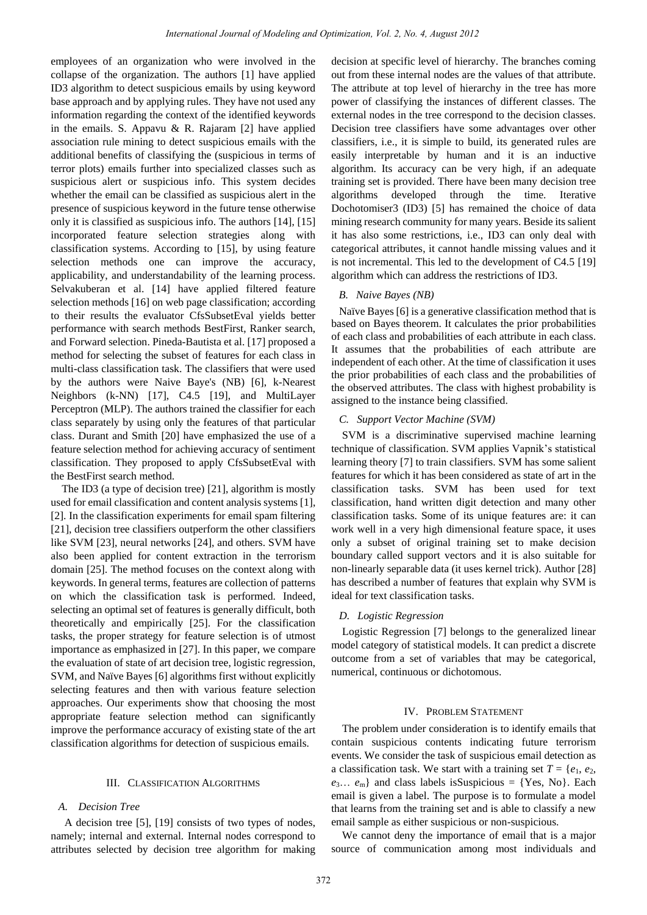employees of an organization who were involved in the collapse of the organization. The authors [1] have applied ID3 algorithm to detect suspicious emails by using keyword base approach and by applying rules. They have not used any information regarding the context of the identified keywords in the emails. S. Appavu & R. Rajaram [2] have applied association rule mining to detect suspicious emails with the additional benefits of classifying the (suspicious in terms of terror plots) emails further into specialized classes such as suspicious alert or suspicious info. This system decides whether the email can be classified as suspicious alert in the presence of suspicious keyword in the future tense otherwise only it is classified as suspicious info. The authors [14], [15] incorporated feature selection strategies along with classification systems. According to [15], by using feature selection methods one can improve the accuracy, applicability, and understandability of the learning process. Selvakuberan et al. [14] have applied filtered feature selection methods [16] on web page classification; according to their results the evaluator CfsSubsetEval yields better performance with search methods BestFirst, Ranker search, and Forward selection. Pineda-Bautista et al. [17] proposed a method for selecting the subset of features for each class in multi-class classification task. The classifiers that were used by the authors were Naive Baye's (NB) [6], k-Nearest Neighbors (k-NN) [17], C4.5 [19], and MultiLayer Perceptron (MLP). The authors trained the classifier for each class separately by using only the features of that particular class. Durant and Smith [20] have emphasized the use of a feature selection method for achieving accuracy of sentiment classification. They proposed to apply CfsSubsetEval with the BestFirst search method.

The ID3 (a type of decision tree) [21], algorithm is mostly used for email classification and content analysis systems [1], [2]. In the classification experiments for email spam filtering [21], decision tree classifiers outperform the other classifiers like SVM [23], neural networks [24], and others. SVM have also been applied for content extraction in the terrorism domain [25]. The method focuses on the context along with keywords. In general terms, features are collection of patterns on which the classification task is performed. Indeed, selecting an optimal set of features is generally difficult, both theoretically and empirically [25]. For the classification tasks, the proper strategy for feature selection is of utmost importance as emphasized in [27]. In this paper, we compare the evaluation of state of art decision tree, logistic regression, SVM, and Naïve Bayes [6] algorithms first without explicitly selecting features and then with various feature selection approaches. Our experiments show that choosing the most appropriate feature selection method can significantly improve the performance accuracy of existing state of the art classification algorithms for detection of suspicious emails.

## III. Classification Algorithms

### A. Decision Tree

A decision tree [5], [19] consists of two types of nodes, namely; internal and external. Internal nodes correspond to attributes selected by decision tree algorithm for making decision at specific level of hierarchy. The branches coming out from these internal nodes are the values of that attribute. The attribute at top level of hierarchy in the tree has more power of classifying the instances of different classes. The external nodes in the tree correspond to the decision classes. Decision tree classifiers have some advantages over other classifiers, i.e., it is simple to build, its generated rules are easily interpretable by human and it is an inductive algorithm. Its accuracy can be very high, if an adequate training set is provided. There have been many decision tree algorithms developed through the time. Iterative Dochotomiser3 (ID3) [5] has remained the choice of data mining research community for many years. Beside its salient it has also some restrictions, i.e., ID3 can only deal with categorical attributes, it cannot handle missing values and it is not incremental. This led to the development of C4.5 [19] algorithm which can address the restrictions of ID3.

### B. Naive Bayes (NB)

Naïve Bayes [6] is a generative classification method that is based on Bayes theorem. It calculates the prior probabilities of each class and probabilities of each attribute in each class. It assumes that the probabilities of each attribute are independent of each other. At the time of classification it uses the prior probabilities of each class and the probabilities of the observed attributes. The class with highest probability is assigned to the instance being classified.

### C. Support Vector Machine (SVM)

SVM is a discriminative supervised machine learning technique of classification. SVM applies Vapnik's statistical learning theory [7] to train classifiers. SVM has some salient features for which it has been considered as state of art in the classification tasks. SVM has been used for text classification, hand written digit detection and many other classification tasks. Some of its unique features are: it can work well in a very high dimensional feature space, it uses only a subset of original training set to make decision boundary called support vectors and it is also suitable for non-linearly separable data (it uses kernel trick). Author [28] has described a number of features that explain why SVM is ideal for text classification tasks.

### D. Logistic Regression

Logistic Regression [7] belongs to the generalized linear model category of statistical models. It can predict a discrete outcome from a set of variables that may be categorical, numerical, continuous or dichotomous.

## IV. Problem Statement

The problem under consideration is to identify emails that contain suspicious contents indicating future terrorism events. We consider the task of suspicious email detection as a classification task. We start with a training set $T = \{e_1, e_2, e_3 \ldots e_m\}$ and class labels isSuspicious = {Yes, No}. Each email is given a label. The purpose is to formulate a model that learns from the training set and is able to classify a new email sample as either suspicious or non-suspicious.

We cannot deny the importance of email that is a major source of communication among most individuals and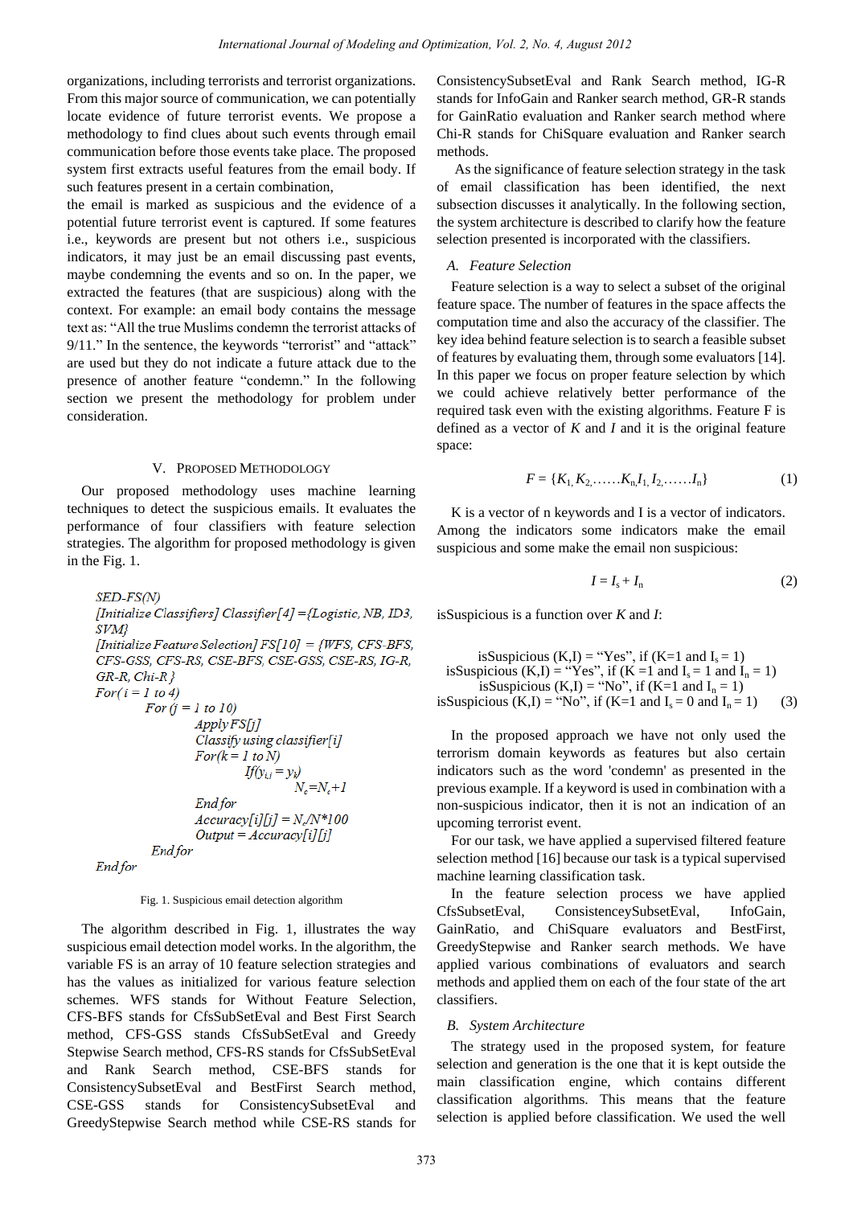organizations, including terrorists and terrorist organizations. From this major source of communication, we can potentially locate evidence of future terrorist events. We propose a methodology to find clues about such events through email communication before those events take place. The proposed system first extracts useful features from the email body. If such features present in a certain combination,

the email is marked as suspicious and the evidence of a potential future terrorist event is captured. If some features i.e., keywords are present but not others i.e., suspicious indicators, it may just be an email discussing past events, maybe condemning the events and so on. In the paper, we extracted the features (that are suspicious) along with the context. For example: an email body contains the message text as: "All the true Muslims condemn the terrorist attacks of 9/11." In the sentence, the keywords "terrorist" and "attack" are used but they do not indicate a future attack due to the presence of another feature "condemn." In the following section we present the methodology for problem under consideration.

## V. Proposed Methodology

Our proposed methodology uses machine learning techniques to detect the suspicious emails. It evaluates the performance of four classifiers with feature selection strategies. The algorithm for proposed methodology is given in the Fig. 1.

```
SED-FS(N)
[Initialize Classifiers] Classifier[4] ={Logistic, NB, ID3, SVM}
[Initialize Feature Selection] FS[10] = {WFS, CFS-BFS, CFS-GSS, CFS-RS, CSE-BFS, CSE-GSS, CSE-RS, IG-R, GR-R, Chi-R }
For( i = 1 to 4)
        For (j = 1 to 10)
                Apply FS[j]
                Classify using classifier[i]
                For(k = 1 to N)
                        If(y_i,j = y_k)
                                N_c=N_c+1
                End for
                Accuracy[i][j] = N_c/N*100
                Output = Accuracy[i][j]
        End for
End for
```

Fig. 1. Suspicious email detection algorithm

The algorithm described in Fig. 1, illustrates the way suspicious email detection model works. In the algorithm, the variable FS is an array of 10 feature selection strategies and has the values as initialized for various feature selection schemes. WFS stands for Without Feature Selection, CFS-BFS stands for CfsSubSetEval and Best First Search method, CFS-GSS stands CfsSubSetEval and Greedy Stepwise Search method, CFS-RS stands for CfsSubSetEval and Rank Search method, CSE-BFS stands for ConsistencySubsetEval and BestFirst Search method, CSE-GSS stands for ConsistencySubsetEval and GreedyStepwise Search method while CSE-RS stands for ConsistencySubsetEval and Rank Search method, IG-R stands for InfoGain and Ranker search method, GR-R stands for GainRatio evaluation and Ranker search method where Chi-R stands for ChiSquare evaluation and Ranker search methods.

As the significance of feature selection strategy in the task of email classification has been identified, the next subsection discusses it analytically. In the following section, the system architecture is described to clarify how the feature selection presented is incorporated with the classifiers.

### A. Feature Selection

Feature selection is a way to select a subset of the original feature space. The number of features in the space affects the computation time and also the accuracy of the classifier. The key idea behind feature selection is to search a feasible subset of features by evaluating them, through some evaluators [14]. In this paper we focus on proper feature selection by which we could achieve relatively better performance of the required task even with the existing algorithms. Feature F is defined as a vector of *K* and *I* and it is the original feature space:

$$F = \{K_1, K_2, \ldots\ldots K_n, I_1, I_2, \ldots\ldots I_n\} \quad (1)$$

K is a vector of n keywords and I is a vector of indicators. Among the indicators some indicators make the email suspicious and some make the email non suspicious:

$$I = I_s + I_n \quad (2)$$

isSuspicious is a function over *K* and *I*:

$$\begin{aligned}
&\text{isSuspicious }(K,I) = \text{“Yes”, if } (K=1 \text{ and } I_s = 1)\\
&\text{isSuspicious }(K,I) = \text{“Yes”, if } (K=1 \text{ and } I_s = 1 \text{ and } I_n = 1)\\
&\text{isSuspicious }(K,I) = \text{“No”, if } (K=1 \text{ and } I_n = 1)\\
&\text{isSuspicious }(K,I) = \text{“No”, if } (K=1 \text{ and } I_s = 0 \text{ and } I_n = 1)
\end{aligned} \quad (3)$$

In the proposed approach we have not only used the terrorism domain keywords as features but also certain indicators such as the word 'condemn' as presented in the previous example. If a keyword is used in combination with a non-suspicious indicator, then it is not an indication of an upcoming terrorist event.

For our task, we have applied a supervised filtered feature selection method [16] because our task is a typical supervised machine learning classification task.

In the feature selection process we have applied CfsSubsetEval, ConsistenceySubsetEval, InfoGain, GainRatio, and ChiSquare evaluators and BestFirst, GreedyStepwise and Ranker search methods. We have applied various combinations of evaluators and search methods and applied them on each of the four state of the art classifiers.

### B. System Architecture

The strategy used in the proposed system, for feature selection and generation is the one that it is kept outside the main classification engine, which contains different classification algorithms. This means that the feature selection is applied before classification. We used the well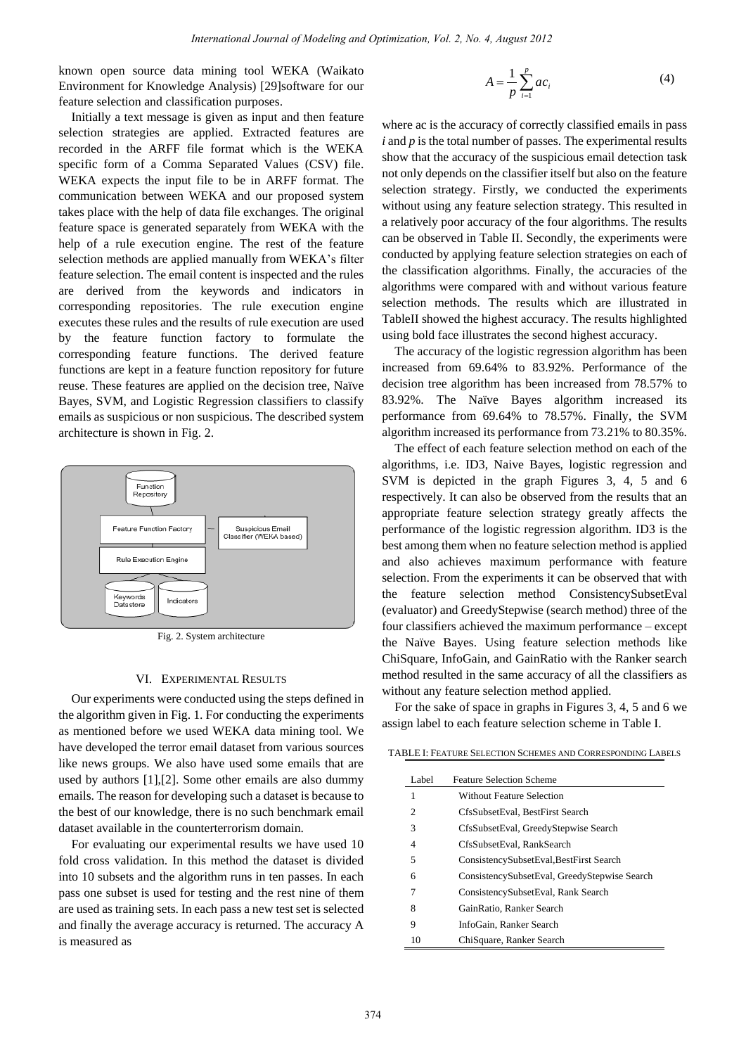known open source data mining tool WEKA (Waikato Environment for Knowledge Analysis) [29]software for our feature selection and classification purposes.

Initially a text message is given as input and then feature selection strategies are applied. Extracted features are recorded in the ARFF file format which is the WEKA specific form of a Comma Separated Values (CSV) file. WEKA expects the input file to be in ARFF format. The communication between WEKA and our proposed system takes place with the help of data file exchanges. The original feature space is generated separately from WEKA with the help of a rule execution engine. The rest of the feature selection methods are applied manually from WEKA's filter feature selection. The email content is inspected and the rules are derived from the keywords and indicators in corresponding repositories. The rule execution engine executes these rules and the results of rule execution are used by the feature function factory to formulate the corresponding feature functions. The derived feature functions are kept in a feature function repository for future reuse. These features are applied on the decision tree, Naïve Bayes, SVM, and Logistic Regression classifiers to classify emails as suspicious or non suspicious. The described system architecture is shown in Fig. 2.

Function Repository

Feature Function Factory

Suspicious Email Classifier (WEKA based)

Rule Execution Engine

Keywords Datastore

Indicators

Fig. 2. System architecture

## VI. Experimental Results

Our experiments were conducted using the steps defined in the algorithm given in Fig. 1. For conducting the experiments as mentioned before we used WEKA data mining tool. We have developed the terror email dataset from various sources like news groups. We also have used some emails that are used by authors [1],[2]. Some other emails are also dummy emails. The reason for developing such a dataset is because to the best of our knowledge, there is no such benchmark email dataset available in the counterterrorism domain.

For evaluating our experimental results we have used 10 fold cross validation. In this method the dataset is divided into 10 subsets and the algorithm runs in ten passes. In each pass one subset is used for testing and the rest nine of them are used as training sets. In each pass a new test set is selected and finally the average accuracy is returned. The accuracy A is measured as

$$A = \frac{1}{p}\sum_{i=1}^{p} ac_i \tag{4}$$

where ac is the accuracy of correctly classified emails in pass $i$ and $p$ is the total number of passes. The experimental results show that the accuracy of the suspicious email detection task not only depends on the classifier itself but also on the feature selection strategy. Firstly, we conducted the experiments without using any feature selection strategy. This resulted in a relatively poor accuracy of the four algorithms. The results can be observed in Table II. Secondly, the experiments were conducted by applying feature selection strategies on each of the classification algorithms. Finally, the accuracies of the algorithms were compared with and without various feature selection methods. The results which are illustrated in TableII showed the highest accuracy. The results highlighted using bold face illustrates the second highest accuracy.

The accuracy of the logistic regression algorithm has been increased from 69.64% to 83.92%. Performance of the decision tree algorithm has been increased from 78.57% to 83.92%. The Naïve Bayes algorithm increased its performance from 69.64% to 78.57%. Finally, the SVM algorithm increased its performance from 73.21% to 80.35%.

The effect of each feature selection method on each of the algorithms, i.e. ID3, Naive Bayes, logistic regression and SVM is depicted in the graph Figures 3, 4, 5 and 6 respectively. It can also be observed from the results that an appropriate feature selection strategy greatly affects the performance of the logistic regression algorithm. ID3 is the best among them when no feature selection method is applied and also achieves maximum performance with feature selection. From the experiments it can be observed that with the feature selection method ConsistencySubsetEval (evaluator) and GreedyStepwise (search method) three of the four classifiers achieved the maximum performance – except the Naïve Bayes. Using feature selection methods like ChiSquare, InfoGain, and GainRatio with the Ranker search method resulted in the same accuracy of all the classifiers as without any feature selection method applied.

For the sake of space in graphs in Figures 3, 4, 5 and 6 we assign label to each feature selection scheme in Table I.

TABLE I: Feature Selection Schemes and Corresponding Labels

| Label | Feature Selection Scheme |
|---|---|
| 1 | Without Feature Selection |
| 2 | CfsSubsetEval, BestFirst Search |
| 3 | CfsSubsetEval, GreedyStepwise Search |
| 4 | CfsSubsetEval, RankSearch |
| 5 | ConsistencySubsetEval,BestFirst Search |
| 6 | ConsistencySubsetEval, GreedyStepwise Search |
| 7 | ConsistencySubsetEval, Rank Search |
| 8 | GainRatio, Ranker Search |
| 9 | InfoGain, Ranker Search |
| 10 | ChiSquare, Ranker Search |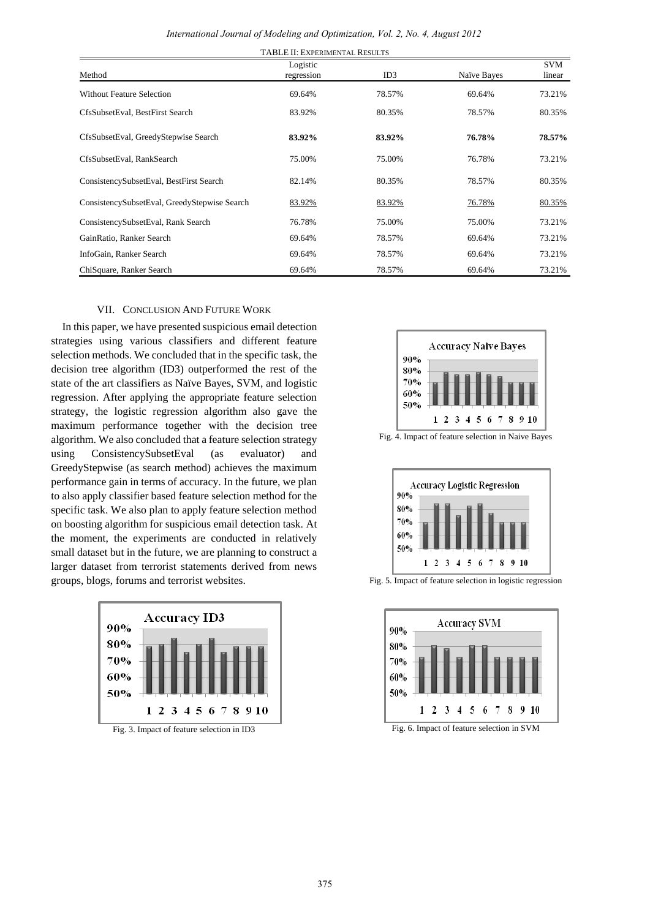TABLE II: EXPERIMENTAL RESULTS

| Method | Logistic regression | ID3 | Naïve Bayes | SVM linear |
|---|---|---|---|---|
| Without Feature Selection | 69.64% | 78.57% | 69.64% | 73.21% |
| CfsSubsetEval, BestFirst Search | 83.92% | 80.35% | 78.57% | 80.35% |
| CfsSubsetEval, GreedyStepwise Search | **83.92%** | **83.92%** | **76.78%** | **78.57%** |
| CfsSubsetEval, RankSearch | 75.00% | 75.00% | 76.78% | 73.21% |
| ConsistencySubsetEval, BestFirst Search | 82.14% | 80.35% | 78.57% | 80.35% |
| ConsistencySubsetEval, GreedyStepwise Search | 83.92% | 83.92% | 76.78% | 80.35% |
| ConsistencySubsetEval, Rank Search | 76.78% | 75.00% | 75.00% | 73.21% |
| GainRatio, Ranker Search | 69.64% | 78.57% | 69.64% | 73.21% |
| InfoGain, Ranker Search | 69.64% | 78.57% | 69.64% | 73.21% |
| ChiSquare, Ranker Search | 69.64% | 78.57% | 69.64% | 73.21% |

## VII. Conclusion And Future Work

In this paper, we have presented suspicious email detection strategies using various classifiers and different feature selection methods. We concluded that in the specific task, the decision tree algorithm (ID3) outperformed the rest of the state of the art classifiers as Naïve Bayes, SVM, and logistic regression. After applying the appropriate feature selection strategy, the logistic regression algorithm also gave the maximum performance together with the decision tree algorithm. We also concluded that a feature selection strategy using ConsistencySubsetEval (as evaluator) and GreedyStepwise (as search method) achieves the maximum performance gain in terms of accuracy. In the future, we plan to also apply classifier based feature selection method for the specific task. We also plan to apply feature selection method on boosting algorithm for suspicious email detection task. At the moment, the experiments are conducted in relatively small dataset but in the future, we are planning to construct a larger dataset from terrorist statements derived from news groups, blogs, forums and terrorist websites.

Fig. 3. Impact of feature selection in ID3

Fig. 4. Impact of feature selection in Naive Bayes

Fig. 5. Impact of feature selection in logistic regression

Fig. 6. Impact of feature selection in SVM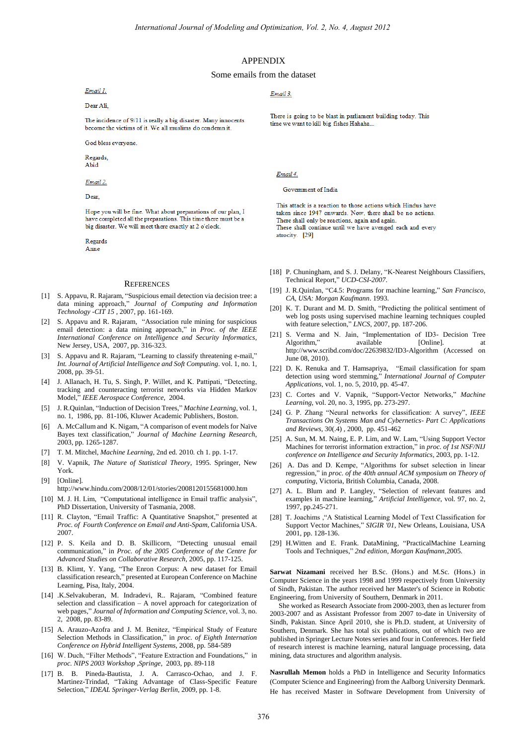# APPENDIX

## Some emails from the dataset

*Email 1.*

Dear Ali,

The incidence of 9/11 is really a big disaster. Many innocents become the victims of it. We all muslims do condemn it.

God bless everyone.

Regards,
Abid

*Email 2.*

Dear,

Hope you will be fine. What about preparations of our plan, I have completed all the preparations. This time there must be a big disaster. We will meet there exactly at 2 o'clock.

Regards
Anne

*Email 3.*

There is going to be blast in parliament building today. This time we want to kill big fishes Hahaha...

*Email 4.*

Government of India

This attack is a reaction to those actions which Hindus have taken since 1947 onwards. Now, there shall be no actions. There shall only be reactions, again and again.
These shall continue until we have avenged each and every atrocity. [29]

## REFERENCES

[1] S. Appavu, R. Rajaram, "Suspicious email detection via decision tree: a data mining approach," *Journal of Computing and Information Technology -CIT 15* , 2007, pp. 161-169.

[2] S. Appavu and R. Rajaram, "Association rule mining for suspicious email detection: a data mining approach," in *Proc. of the IEEE International Conference on Intelligence and Security Informatics*, New Jersey, USA, 2007, pp. 316-323.

[3] S. Appavu and R. Rajaram, "Learning to classify threatening e-mail," *Int. Journal of Artificial Intelligence and Soft Computing*. vol. 1, no. 1, 2008, pp. 39-51.

[4] J. Allanach, H. Tu, S. Singh, P. Willet, and K. Pattipati, "Detecting, tracking and counteracting terrorist networks via Hidden Markov Model," *IEEE Aerospace Conference*, 2004.

[5] J. R.Quinlan, "Induction of Decision Trees," *Machine Learning*, vol. 1, no. 1, 1986, pp. 81-106, Kluwer Academic Publishers, Boston.

[6] A. McCallum and K. Nigam, "A comparison of event models for Naïve Bayes text classification," *Journal of Machine Learning Research*, 2003, pp. 1265-1287.

[7] T. M. Mitchel, *Machine Learning*, 2nd ed. 2010. ch 1. pp. 1-17.

[8] V. Vapnik, *The Nature of Statistical Theory*, 1995. Springer, New York.

[9] [Online]. http://www.hindu.com/2008/12/01/stories/2008120155681000.htm

[10] M. J. H. Lim, "Computational intelligence in Email traffic analysis", PhD Dissertation, University of Tasmania, 2008.

[11] R. Clayton, "Email Traffic: A Quantitative Snapshot," presented at *Proc. of Fourth Conference on Email and Anti-Spam*, California USA. 2007.

[12] P. S. Keila and D. B. Skillicorn, "Detecting unusual email communication," in *Proc. of the 2005 Conference of the Centre for Advanced Studies on Collaborative Research*, 2005, pp. 117-125.

[13] B. Klimt, Y. Yang, "The Enron Corpus: A new dataset for Email classification research," presented at European Conference on Machine Learning, Pisa, Italy, 2004.

[14] .K.Selvakuberan, M. Indradevi, R.. Rajaram, "Combined feature selection and classification – A novel approach for categorization of web pages," *Journal of Information and Computing Science*, vol. 3, no. 2, 2008, pp. 83-89.

[15] A. Arauzo-Azofra and J. M. Benitez, "Empirical Study of Feature Selection Methods in Classification," in *proc. of Eighth Internation Conference on Hybrid Intelligent Systems*, 2008, pp. 584-589

[16] W. Duch, "Filter Methods", "Feature Extraction and Foundations," in *proc. NIPS 2003 Workshop ,Springe*, 2003, pp. 89-118

[17] B. B. Pineda-Bautista, J. A. Carrasco-Ochao, and J. F. Martinez-Trindad, "Taking Advantage of Class-Specific Feature Selection," *IDEAL Springer-Verlag Berlin*, 2009, pp. 1-8.

[18] P. Chuningham, and S. J. Delany, "K-Nearest Neighbours Classifiers, Technical Report," *UCD-CSI-2007*.

[19] J. R.Quinlan, "C4.5: Programs for machine learning," *San Francisco, CA, USA: Morgan Kaufmann*. 1993.

[20] K. T. Durant and M. D. Smith, "Predicting the political sentiment of web log posts using supervised machine learning techniques coupled with feature selection," *LNCS*, 2007, pp. 187-206.

[21] S. Verma and N. Jain, "Implementation of ID3- Decision Tree Algorithm," available [Online]. at http://www.scribd.com/doc/22639832/ID3-Algorithm (Accessed on June 08, 2010).

[22] D. K. Renuka and T. Hamsapriya, "Email classification for spam detection using word stemming," *International Journal of Computer Applications*, vol. 1, no. 5, 2010, pp. 45-47.

[23] C. Cortes and V. Vapnik, "Support-Vector Networks," *Machine Learning*, vol. 20, no. 3, 1995, pp. 273-297.

[24] G. P. Zhang "Neural networks for classification: A survey", *IEEE Transactions On Systems Man and Cybernetics- Part C: Applications and Reviews*, 30(.4) , 2000, pp. 451-462

[25] A. Sun, M. M. Naing, E. P. Lim, and W. Lam, "Using Support Vector Machines for terrorist information extraction," in *proc. of 1st NSF/NIJ conference on Intelligence and Security Informatics*, 2003, pp. 1-12.

[26] A. Das and D. Kempe, "Algorithms for subset selection in linear regression," in *proc. of the 40th annual ACM symposium on Theory of computing*, Victoria, British Columbia, Canada, 2008.

[27] A. L. Blum and P. Langley, "Selection of relevant features and examples in machine learning," *Artificial Intelligence*, vol. 97, no. 2, 1997, pp.245-271.

[28] T. Joachims ,"A Statistical Learning Model of Text Classification for Support Vector Machines," *SIGIR '01*, New Orleans, Louisiana, USA 2001, pp. 128-136.

[29] H.Witten and E. Frank. DataMining, "PracticalMachine Learning Tools and Techniques," *2nd edition, Morgan Kaufmann*,2005.

**Sarwat Nizamani** received her B.Sc. (Hons.) and M.Sc. (Hons.) in Computer Science in the years 1998 and 1999 respectively from University of Sindh, Pakistan. The author received her Master's of Science in Robotic Engineering, from University of Southern, Denmark in 2011.

She worked as Research Associate from 2000-2003, then as lecturer from 2003-2007 and as Assistant Professor from 2007 to-date in University of Sindh, Pakistan. Since April 2010, she is Ph.D. student, at University of Southern, Denmark. She has total six publications, out of which two are published in Springer Lecture Notes series and four in Conferences. Her field of research interest is machine learning, natural language processing, data mining, data structures and algorithm analysis.

**Nasrullah Memon** holds a PhD in Intelligence and Security Informatics (Computer Science and Engineering) from the Aalborg University Denmark. He has received Master in Software Development from University of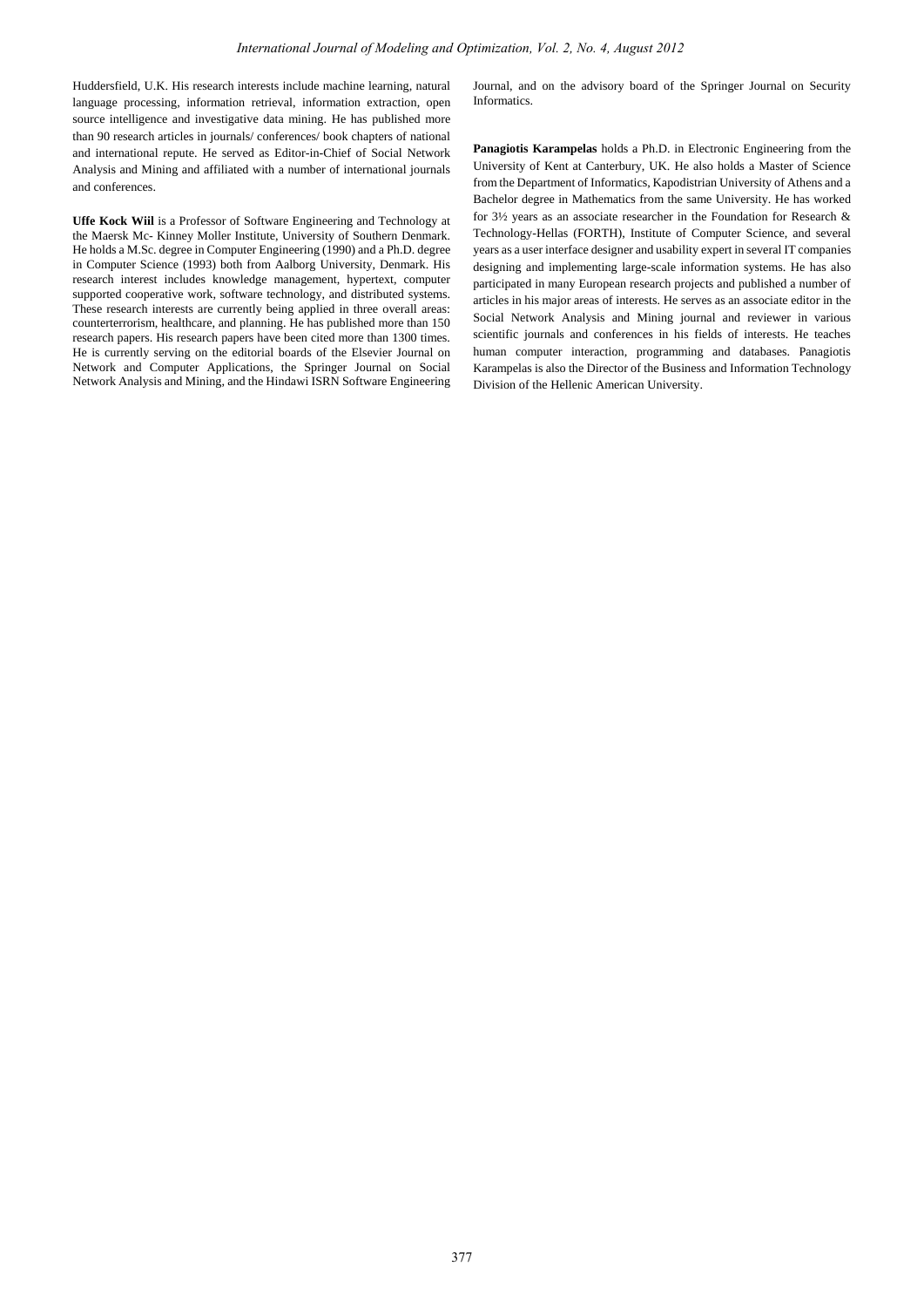Huddersfield, U.K. His research interests include machine learning, natural language processing, information retrieval, information extraction, open source intelligence and investigative data mining. He has published more than 90 research articles in journals/ conferences/ book chapters of national and international repute. He served as Editor-in-Chief of Social Network Analysis and Mining and affiliated with a number of international journals and conferences.

**Uffe Kock Wiil** is a Professor of Software Engineering and Technology at the Maersk Mc- Kinney Moller Institute, University of Southern Denmark. He holds a M.Sc. degree in Computer Engineering (1990) and a Ph.D. degree in Computer Science (1993) both from Aalborg University, Denmark. His research interest includes knowledge management, hypertext, computer supported cooperative work, software technology, and distributed systems. These research interests are currently being applied in three overall areas: counterterrorism, healthcare, and planning. He has published more than 150 research papers. His research papers have been cited more than 1300 times. He is currently serving on the editorial boards of the Elsevier Journal on Network and Computer Applications, the Springer Journal on Social Network Analysis and Mining, and the Hindawi ISRN Software Engineering Journal, and on the advisory board of the Springer Journal on Security Informatics.

**Panagiotis Karampelas** holds a Ph.D. in Electronic Engineering from the University of Kent at Canterbury, UK. He also holds a Master of Science from the Department of Informatics, Kapodistrian University of Athens and a Bachelor degree in Mathematics from the same University. He has worked for 3½ years as an associate researcher in the Foundation for Research & Technology-Hellas (FORTH), Institute of Computer Science, and several years as a user interface designer and usability expert in several IT companies designing and implementing large-scale information systems. He has also participated in many European research projects and published a number of articles in his major areas of interests. He serves as an associate editor in the Social Network Analysis and Mining journal and reviewer in various scientific journals and conferences in his fields of interests. He teaches human computer interaction, programming and databases. Panagiotis Karampelas is also the Director of the Business and Information Technology Division of the Hellenic American University.